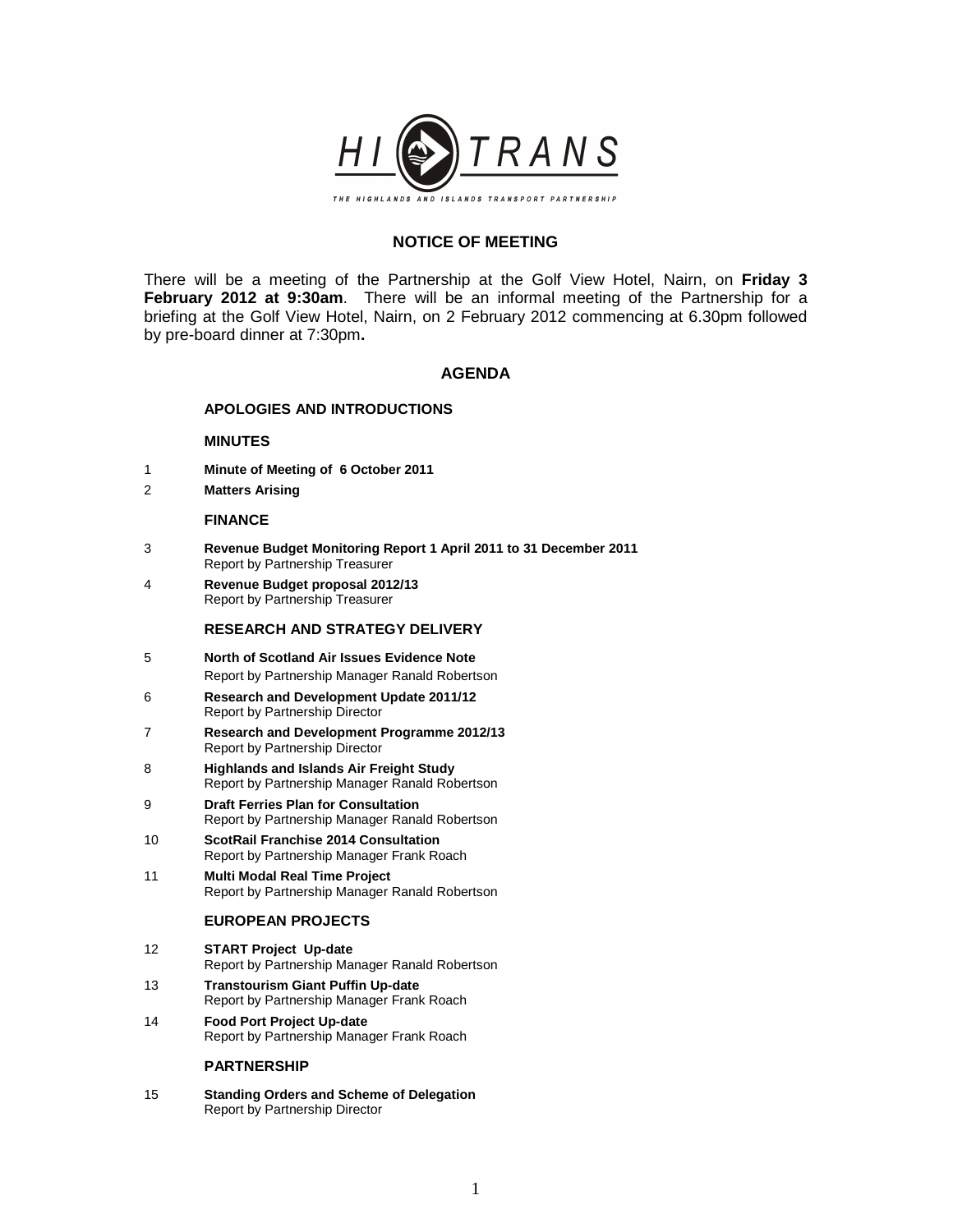HI TRANS

THE HIGHLANDS AND ISLANDS TRANSPORT PARTNERSHIP

## NOTICE OF MEETING

There will be a meeting of the Partnership at the Golf View Hotel, Nairn, on **Friday 3 February 2012 at 9:30am**. There will be an informal meeting of the Partnership for a briefing at the Golf View Hotel, Nairn, on 2 February 2012 commencing at 6.30pm followed by pre-board dinner at 7:30pm**.**

## AGENDA

### APOLOGIES AND INTRODUCTIONS

### MINUTES

1 **Minute of Meeting of 6 October 2011**

2 **Matters Arising**

### FINANCE

3 **Revenue Budget Monitoring Report 1 April 2011 to 31 December 2011**
Report by Partnership Treasurer

4 **Revenue Budget proposal 2012/13**
Report by Partnership Treasurer

### RESEARCH AND STRATEGY DELIVERY

5 **North of Scotland Air Issues Evidence Note**
Report by Partnership Manager Ranald Robertson

6 **Research and Development Update 2011/12**
Report by Partnership Director

7 **Research and Development Programme 2012/13**
Report by Partnership Director

8 **Highlands and Islands Air Freight Study**
Report by Partnership Manager Ranald Robertson

9 **Draft Ferries Plan for Consultation**
Report by Partnership Manager Ranald Robertson

10 **ScotRail Franchise 2014 Consultation**
Report by Partnership Manager Frank Roach

11 **Multi Modal Real Time Project**
Report by Partnership Manager Ranald Robertson

### EUROPEAN PROJECTS

12 **START Project Up-date**
Report by Partnership Manager Ranald Robertson

13 **Transtourism Giant Puffin Up-date**
Report by Partnership Manager Frank Roach

14 **Food Port Project Up-date**
Report by Partnership Manager Frank Roach

### PARTNERSHIP

15 **Standing Orders and Scheme of Delegation**
Report by Partnership Director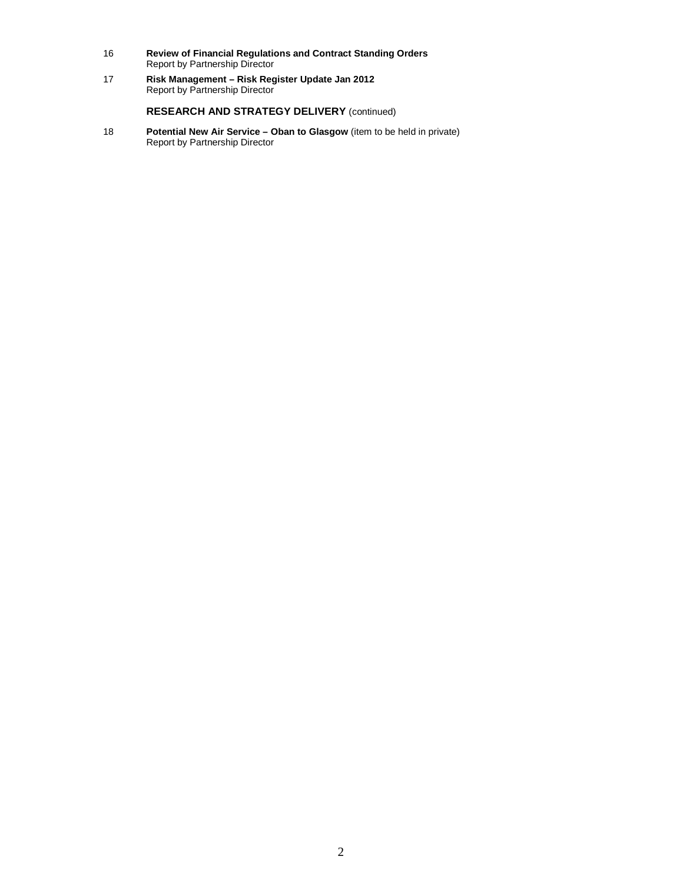16 **Review of Financial Regulations and Contract Standing Orders**
Report by Partnership Director

17 **Risk Management – Risk Register Update Jan 2012**
Report by Partnership Director

**RESEARCH AND STRATEGY DELIVERY** (continued)

18 **Potential New Air Service – Oban to Glasgow** (item to be held in private)
Report by Partnership Director